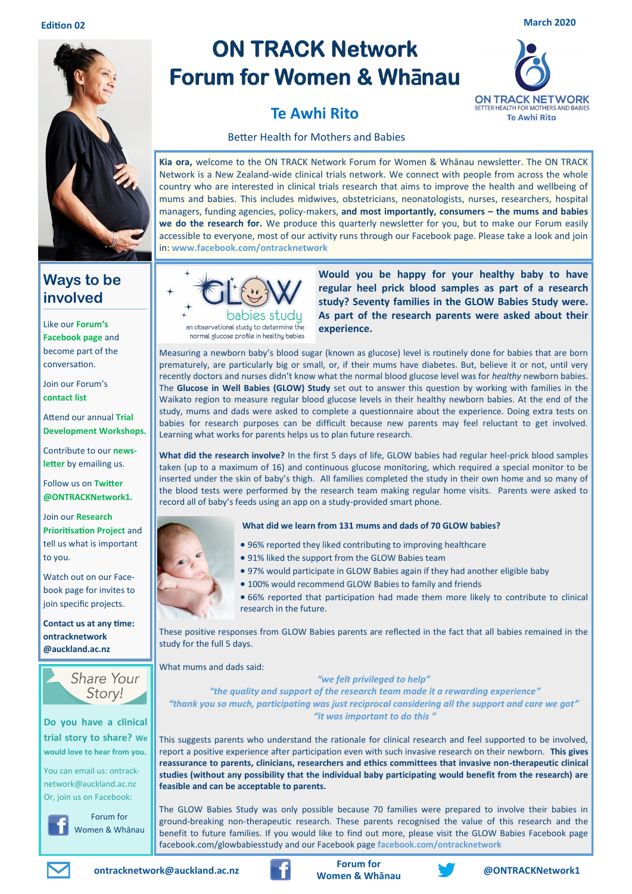Edition 02

March 2020

# ON TRACK Network Forum for Women & Whānau

## Te Awhi Rito

Better Health for Mothers and Babies

**Kia ora,** welcome to the ON TRACK Network Forum for Women & Whānau newsletter. The ON TRACK Network is a New Zealand-wide clinical trials network. We connect with people from across the whole country who are interested in clinical trials research that aims to improve the health and wellbeing of mums and babies. This includes midwives, obstetricians, neonatologists, nurses, researchers, hospital managers, funding agencies, policy-makers, **and most importantly, consumers – the mums and babies we do the research for.** We produce this quarterly newsletter for you, but to make our Forum easily accessible to everyone, most of our activity runs through our Facebook page. Please take a look and join in: **www.facebook.com/ontracknetwork**

## Ways to be involved

Like our **Forum's Facebook page** and become part of the conversation.

Join our Forum's **contact list**

Attend our annual **Trial Development Workshops.**

Contribute to our **newsletter** by emailing us.

Follow us on **Twitter @ONTRACKNetwork1.**

Join our **Research Prioritisation Project** and tell us what is important to you.

Watch out on our Facebook page for invites to join specific projects.

**Contact us at any time: ontracknetwork @auckland.ac.nz**

## Share Your Story!

**Do you have a clinical trial story to share? We would love to hear from you.**

You can email us: ontracknetwork@auckland.ac.nz
Or, join us on Facebook:

Forum for Women & Whānau

---

GLOW babies study — an observational study to determine the normal glucose profile in healthy babies

**Would you be happy for your healthy baby to have regular heel prick blood samples as part of a research study? Seventy families in the GLOW Babies Study were. As part of the research parents were asked about their experience.**

Measuring a newborn baby's blood sugar (known as glucose) level is routinely done for babies that are born prematurely, are particularly big or small, or, if their mums have diabetes. But, believe it or not, until very recently doctors and nurses didn't know what the normal blood glucose level was for *healthy* newborn babies. The **Glucose in Well Babies (GLOW) Study** set out to answer this question by working with families in the Waikato region to measure regular blood glucose levels in their healthy newborn babies. At the end of the study, mums and dads were asked to complete a questionnaire about the experience. Doing extra tests on babies for research purposes can be difficult because new parents may feel reluctant to get involved. Learning what works for parents helps us to plan future research.

**What did the research involve?** In the first 5 days of life, GLOW babies had regular heel-prick blood samples taken (up to a maximum of 16) and continuous glucose monitoring, which required a special monitor to be inserted under the skin of baby's thigh. All families completed the study in their own home and so many of the blood tests were performed by the research team making regular home visits. Parents were asked to record all of baby's feeds using an app on a study-provided smart phone.

**What did we learn from 131 mums and dads of 70 GLOW babies?**

- 96% reported they liked contributing to improving healthcare
- 91% liked the support from the GLOW Babies team
- 97% would participate in GLOW Babies again if they had another eligible baby
- 100% would recommend GLOW Babies to family and friends
- 66% reported that participation had made them more likely to contribute to clinical research in the future.

These positive responses from GLOW Babies parents are reflected in the fact that all babies remained in the study for the full 5 days.

What mums and dads said:

*"we felt privileged to help"*
*"the quality and support of the research team made it a rewarding experience"*
*"thank you so much, participating was just reciprocal considering all the support and care we got"*
*"it was important to do this "*

This suggests parents who understand the rationale for clinical research and feel supported to be involved, report a positive experience after participation even with such invasive research on their newborn. **This gives reassurance to parents, clinicians, researchers and ethics committees that invasive non-therapeutic clinical studies (without any possibility that the individual baby participating would benefit from the research) are feasible and can be acceptable to parents.**

The GLOW Babies Study was only possible because 70 families were prepared to involve their babies in ground-breaking non-therapeutic research. These parents recognised the value of this research and the benefit to future families. If you would like to find out more, please visit the GLOW Babies Facebook page facebook.com/glowbabiesstudy and our Facebook page **facebook.com/ontracknetwork**

ontracknetwork@auckland.ac.nz | Forum for Women & Whānau | @ONTRACKNetwork1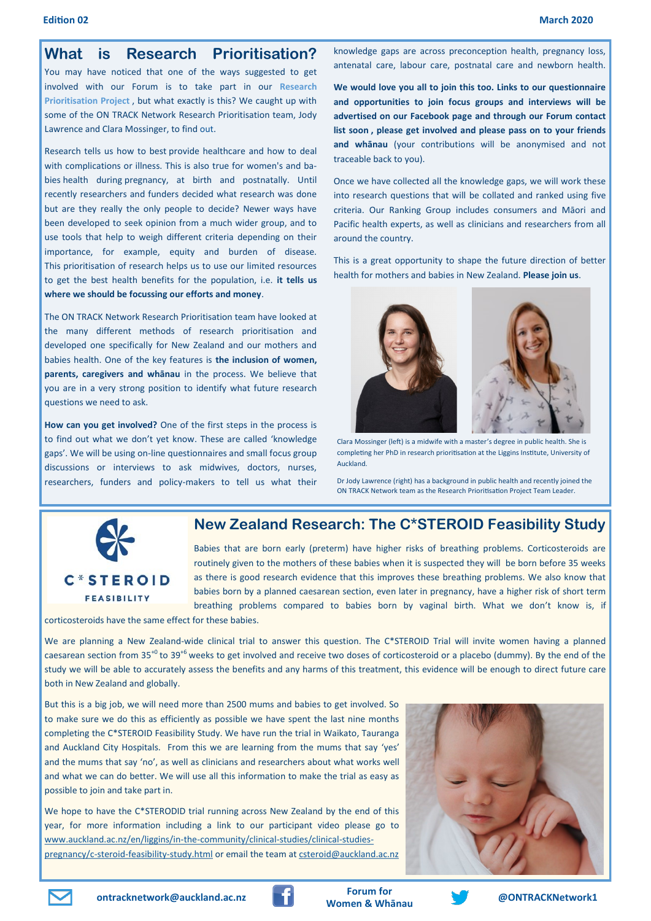## What is Research Prioritisation?

You may have noticed that one of the ways suggested to get involved with our Forum is to take part in our **Research Prioritisation Project**, but what exactly is this? We caught up with some of the ON TRACK Network Research Prioritisation team, Jody Lawrence and Clara Mossinger, to find out.

Research tells us how to best provide healthcare and how to deal with complications or illness. This is also true for women's and babies health during pregnancy, at birth and postnatally. Until recently researchers and funders decided what research was done but are they really the only people to decide? Newer ways have been developed to seek opinion from a much wider group, and to use tools that help to weigh different criteria depending on their importance, for example, equity and burden of disease. This prioritisation of research helps us to use our limited resources to get the best health benefits for the population, i.e. **it tells us where we should be focussing our efforts and money**.

The ON TRACK Network Research Prioritisation team have looked at the many different methods of research prioritisation and developed one specifically for New Zealand and our mothers and babies health. One of the key features is **the inclusion of women, parents, caregivers and whānau** in the process. We believe that you are in a very strong position to identify what future research questions we need to ask.

**How can you get involved?** One of the first steps in the process is to find out what we don't yet know. These are called 'knowledge gaps'. We will be using on-line questionnaires and small focus group discussions or interviews to ask midwives, doctors, nurses, researchers, funders and policy-makers to tell us what their knowledge gaps are across preconception health, pregnancy loss, antenatal care, labour care, postnatal care and newborn health.

**We would love you all to join this too. Links to our questionnaire and opportunities to join focus groups and interviews will be advertised on our Facebook page and through our Forum contact list soon , please get involved and please pass on to your friends and whānau** (your contributions will be anonymised and not traceable back to you).

Once we have collected all the knowledge gaps, we will work these into research questions that will be collated and ranked using five criteria. Our Ranking Group includes consumers and Māori and Pacific health experts, as well as clinicians and researchers from all around the country.

This is a great opportunity to shape the future direction of better health for mothers and babies in New Zealand. **Please join us**.

Clara Mossinger (left) is a midwife with a master's degree in public health. She is completing her PhD in research prioritisation at the Liggins Institute, University of Auckland.

Dr Jody Lawrence (right) has a background in public health and recently joined the ON TRACK Network team as the Research Prioritisation Project Team Leader.

## New Zealand Research: The C*STEROID Feasibility Study

C*STEROID FEASIBILITY

Babies that are born early (preterm) have higher risks of breathing problems. Corticosteroids are routinely given to the mothers of these babies when it is suspected they will be born before 35 weeks as there is good research evidence that this improves these breathing problems. We also know that babies born by a planned caesarean section, even later in pregnancy, have a higher risk of short term breathing problems compared to babies born by vaginal birth. What we don't know is, if corticosteroids have the same effect for these babies.

We are planning a New Zealand-wide clinical trial to answer this question. The C*STEROID Trial will invite women having a planned caesarean section from $35^{+0}$ to $39^{+6}$ weeks to get involved and receive two doses of corticosteroid or a placebo (dummy). By the end of the study we will be able to accurately assess the benefits and any harms of this treatment, this evidence will be enough to direct future care both in New Zealand and globally.

But this is a big job, we will need more than 2500 mums and babies to get involved. So to make sure we do this as efficiently as possible we have spent the last nine months completing the C*STEROID Feasibility Study. We have run the trial in Waikato, Tauranga and Auckland City Hospitals. From this we are learning from the mums that say 'yes' and the mums that say 'no', as well as clinicians and researchers about what works well and what we can do better. We will use all this information to make the trial as easy as possible to join and take part in.

We hope to have the C*STERODID trial running across New Zealand by the end of this year, for more information including a link to our participant video please go to www.auckland.ac.nz/en/liggins/in-the-community/clinical-studies/clinical-studies-pregnancy/c-steroid-feasibility-study.html or email the team at csteroid@auckland.ac.nz

ontracknetwork@auckland.ac.nz | Forum for Women & Whānau | @ONTRACKNetwork1